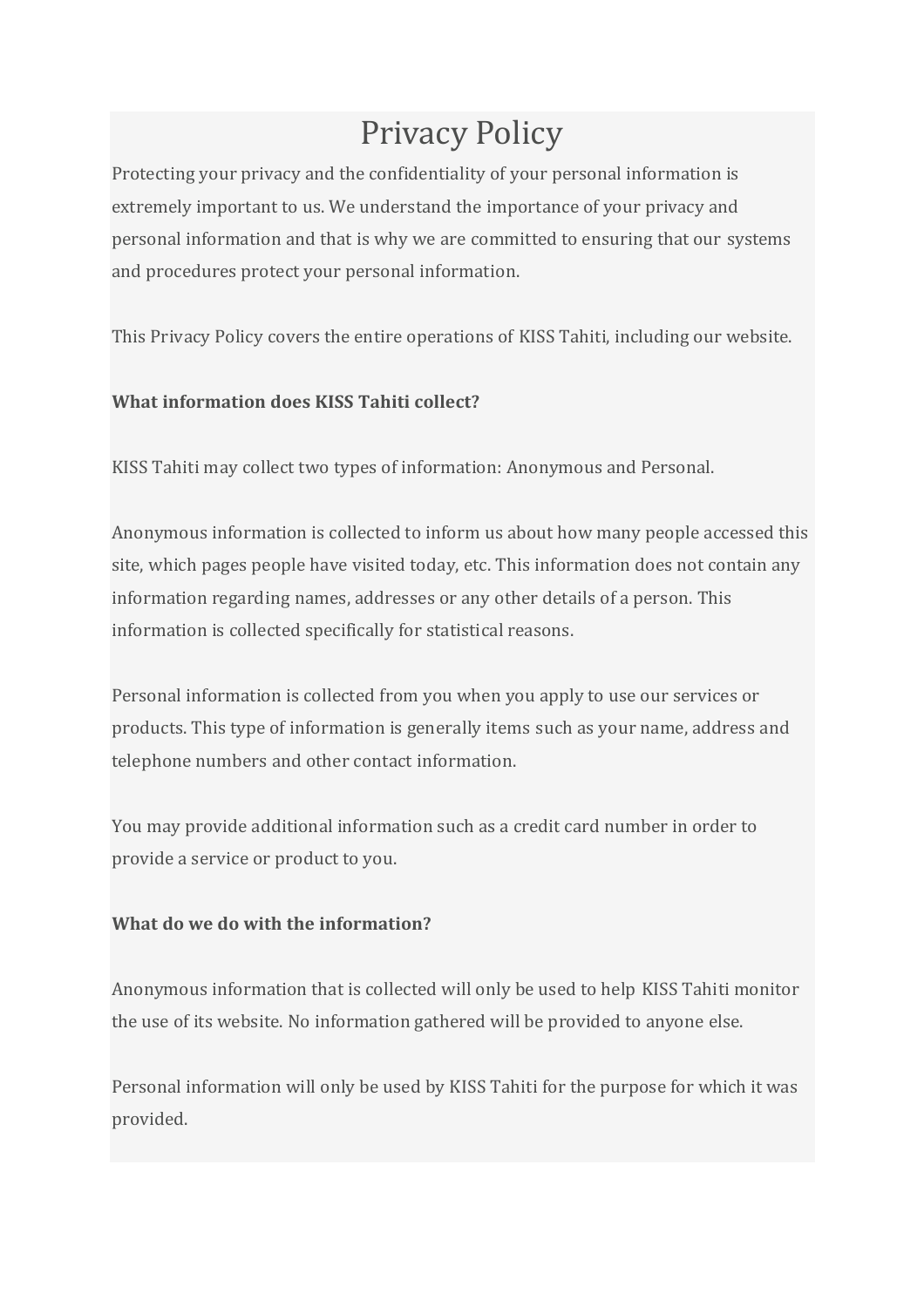# Privacy Policy

Protecting your privacy and the confidentiality of your personal information is extremely important to us. We understand the importance of your privacy and personal information and that is why we are committed to ensuring that our systems and procedures protect your personal information.

This Privacy Policy covers the entire operations of KISS Tahiti, including our website.

**What information does KISS Tahiti collect?**

KISS Tahiti may collect two types of information: Anonymous and Personal.

Anonymous information is collected to inform us about how many people accessed this site, which pages people have visited today, etc. This information does not contain any information regarding names, addresses or any other details of a person. This information is collected specifically for statistical reasons.

Personal information is collected from you when you apply to use our services or products. This type of information is generally items such as your name, address and telephone numbers and other contact information.

You may provide additional information such as a credit card number in order to provide a service or product to you.

**What do we do with the information?**

Anonymous information that is collected will only be used to help KISS Tahiti monitor the use of its website. No information gathered will be provided to anyone else.

Personal information will only be used by KISS Tahiti for the purpose for which it was provided.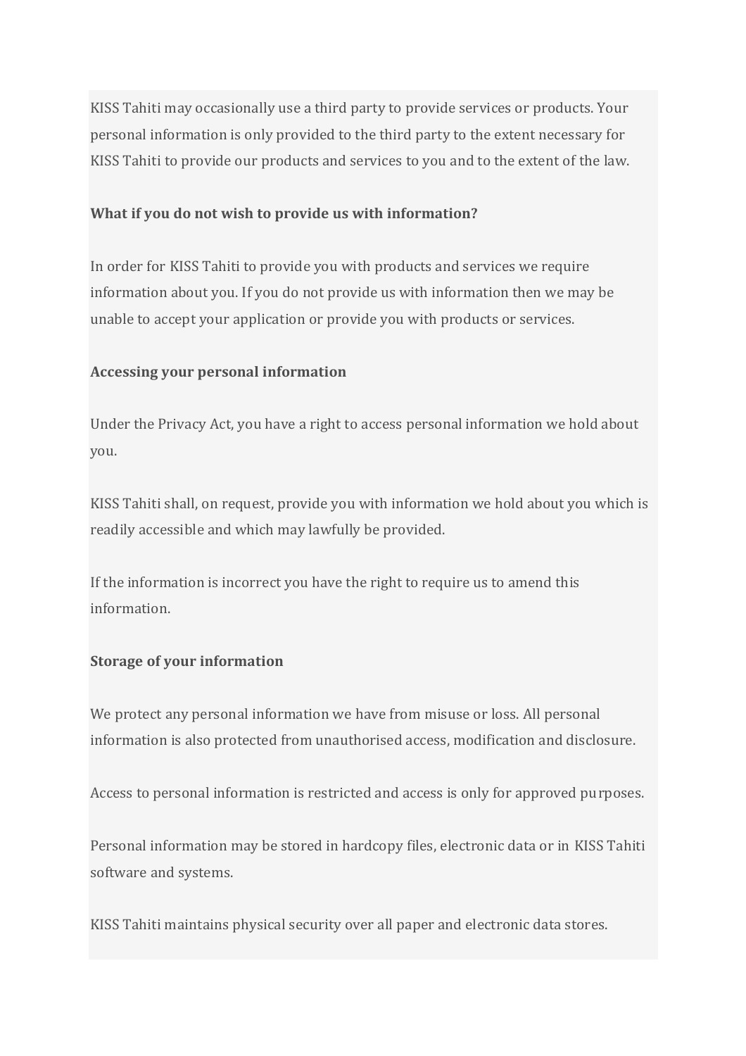KISS Tahiti may occasionally use a third party to provide services or products. Your personal information is only provided to the third party to the extent necessary for KISS Tahiti to provide our products and services to you and to the extent of the law.

**What if you do not wish to provide us with information?**

In order for KISS Tahiti to provide you with products and services we require information about you. If you do not provide us with information then we may be unable to accept your application or provide you with products or services.

**Accessing your personal information**

Under the Privacy Act, you have a right to access personal information we hold about you.

KISS Tahiti shall, on request, provide you with information we hold about you which is readily accessible and which may lawfully be provided.

If the information is incorrect you have the right to require us to amend this information.

**Storage of your information**

We protect any personal information we have from misuse or loss. All personal information is also protected from unauthorised access, modification and disclosure.

Access to personal information is restricted and access is only for approved purposes.

Personal information may be stored in hardcopy files, electronic data or in KISS Tahiti software and systems.

KISS Tahiti maintains physical security over all paper and electronic data stores.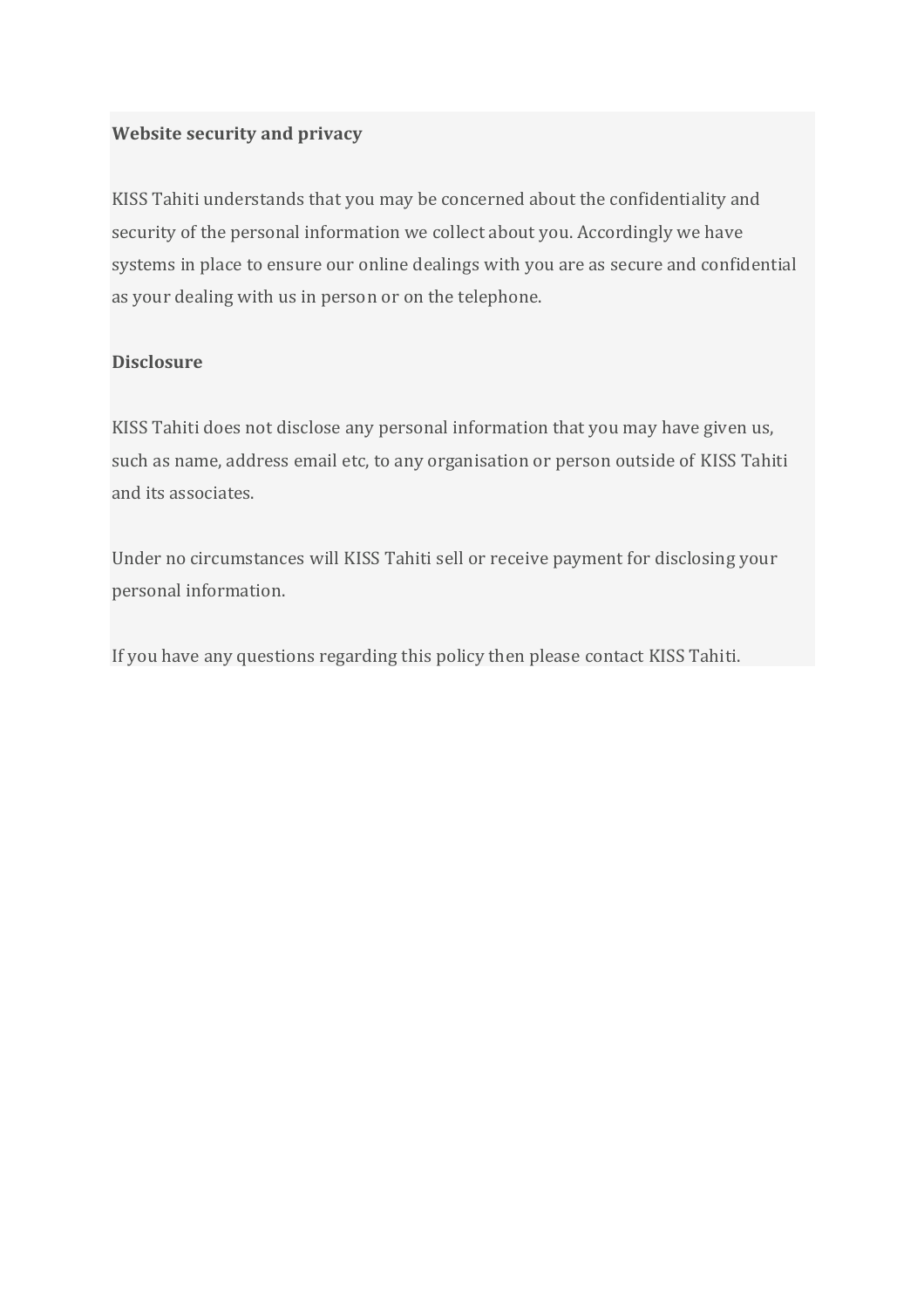**Website security and privacy**

KISS Tahiti understands that you may be concerned about the confidentiality and security of the personal information we collect about you. Accordingly we have systems in place to ensure our online dealings with you are as secure and confidential as your dealing with us in person or on the telephone.

**Disclosure**

KISS Tahiti does not disclose any personal information that you may have given us, such as name, address email etc, to any organisation or person outside of KISS Tahiti and its associates.

Under no circumstances will KISS Tahiti sell or receive payment for disclosing your personal information.

If you have any questions regarding this policy then please contact KISS Tahiti.